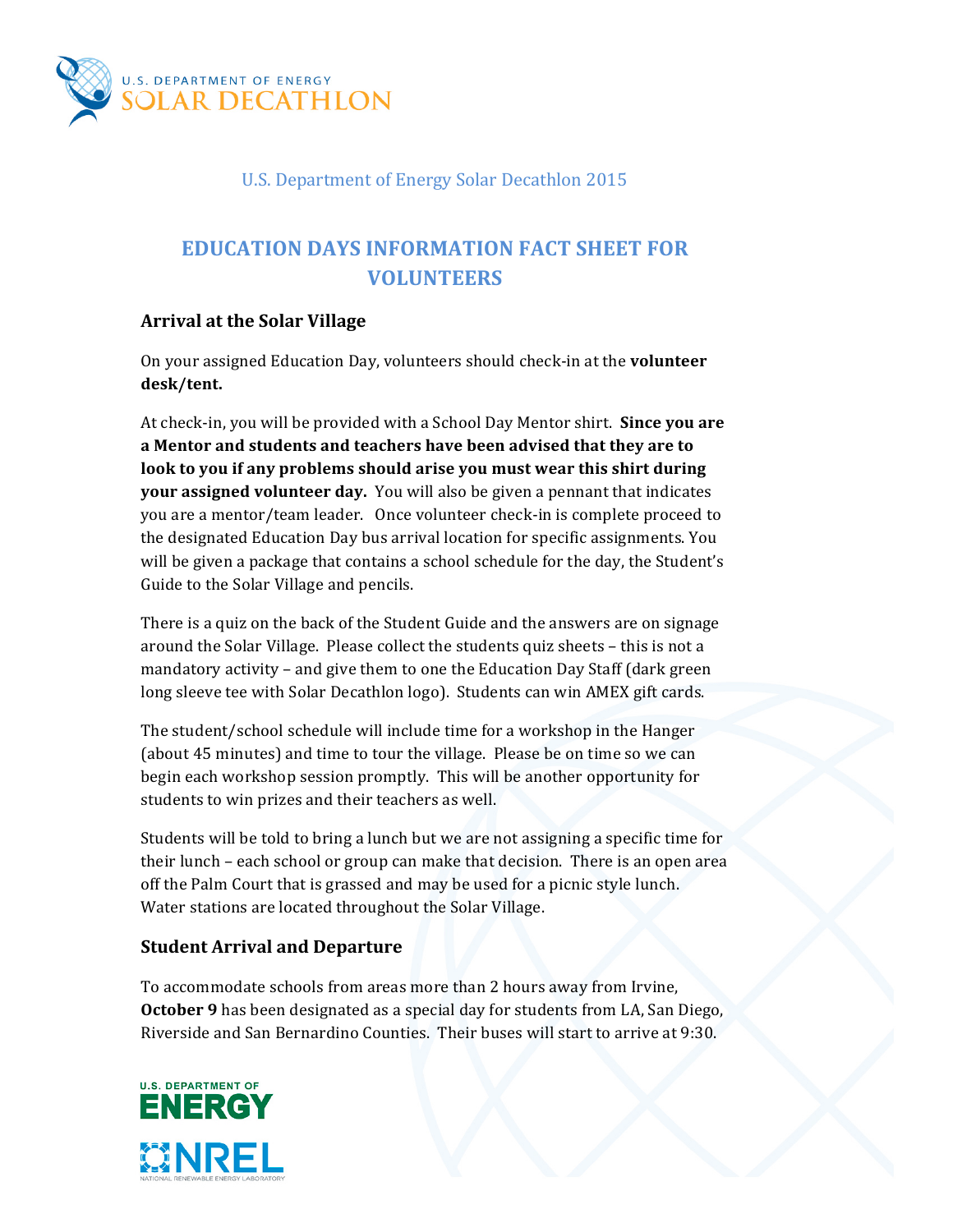U.S. Department of Energy Solar Decathlon 2015

# EDUCATION DAYS INFORMATION FACT SHEET FOR VOLUNTEERS

## Arrival at the Solar Village

On your assigned Education Day, volunteers should check-in at the **volunteer desk/tent.**

At check-in, you will be provided with a School Day Mentor shirt. **Since you are a Mentor and students and teachers have been advised that they are to look to you if any problems should arise you must wear this shirt during your assigned volunteer day.** You will also be given a pennant that indicates you are a mentor/team leader. Once volunteer check-in is complete proceed to the designated Education Day bus arrival location for specific assignments. You will be given a package that contains a school schedule for the day, the Student's Guide to the Solar Village and pencils.

There is a quiz on the back of the Student Guide and the answers are on signage around the Solar Village. Please collect the students quiz sheets – this is not a mandatory activity – and give them to one the Education Day Staff (dark green long sleeve tee with Solar Decathlon logo). Students can win AMEX gift cards.

The student/school schedule will include time for a workshop in the Hanger (about 45 minutes) and time to tour the village. Please be on time so we can begin each workshop session promptly. This will be another opportunity for students to win prizes and their teachers as well.

Students will be told to bring a lunch but we are not assigning a specific time for their lunch – each school or group can make that decision. There is an open area off the Palm Court that is grassed and may be used for a picnic style lunch. Water stations are located throughout the Solar Village.

## Student Arrival and Departure

To accommodate schools from areas more than 2 hours away from Irvine, **October 9** has been designated as a special day for students from LA, San Diego, Riverside and San Bernardino Counties. Their buses will start to arrive at 9:30.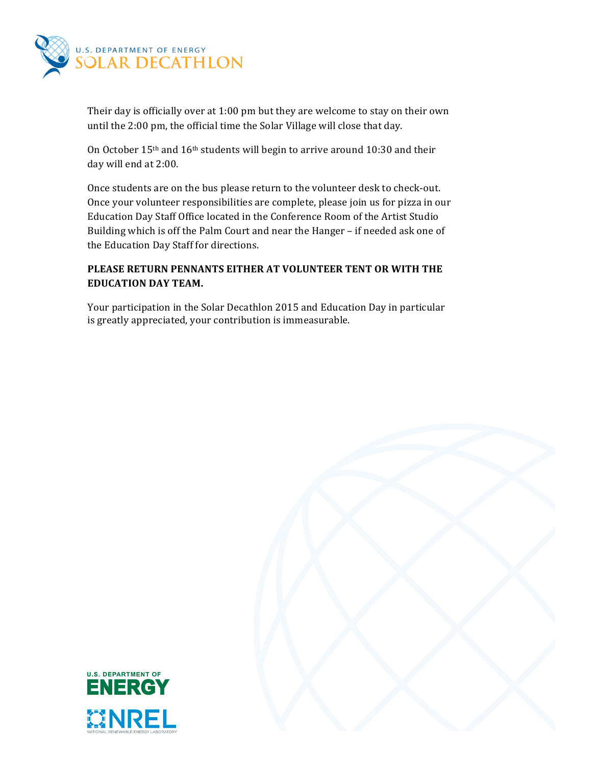Their day is officially over at 1:00 pm but they are welcome to stay on their own until the 2:00 pm, the official time the Solar Village will close that day.

On October 15th and 16th students will begin to arrive around 10:30 and their day will end at 2:00.

Once students are on the bus please return to the volunteer desk to check-out. Once your volunteer responsibilities are complete, please join us for pizza in our Education Day Staff Office located in the Conference Room of the Artist Studio Building which is off the Palm Court and near the Hanger – if needed ask one of the Education Day Staff for directions.

**PLEASE RETURN PENNANTS EITHER AT VOLUNTEER TENT OR WITH THE EDUCATION DAY TEAM.**

Your participation in the Solar Decathlon 2015 and Education Day in particular is greatly appreciated, your contribution is immeasurable.